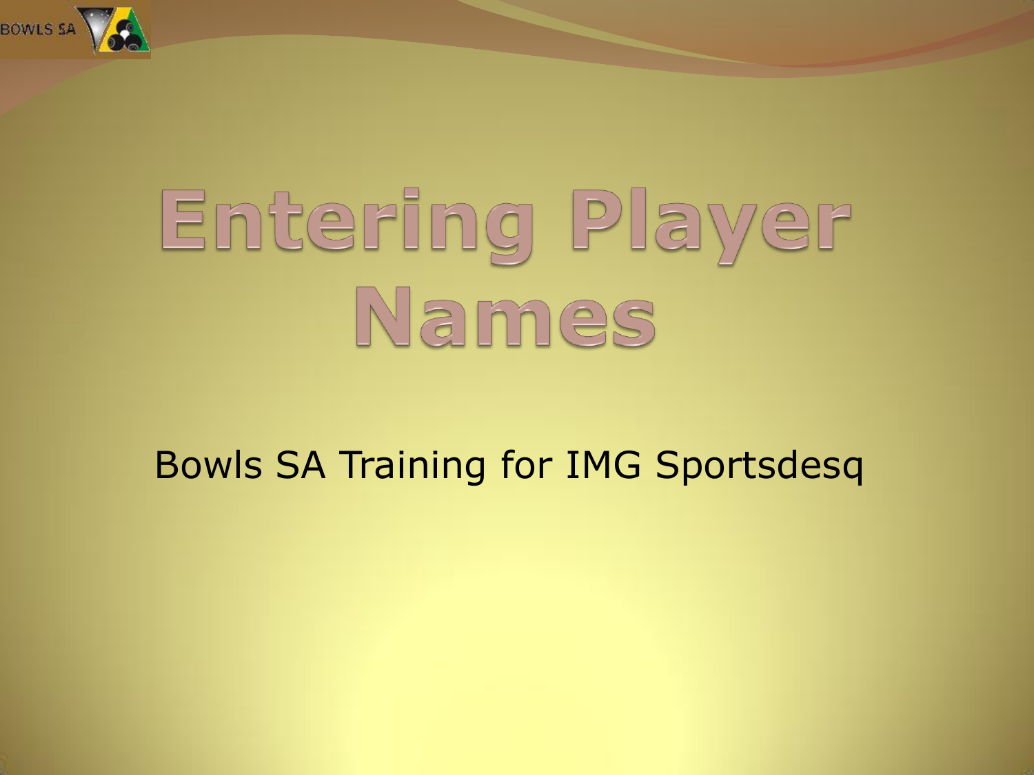# Entering Player Names

Bowls SA Training for IMG Sportsdesq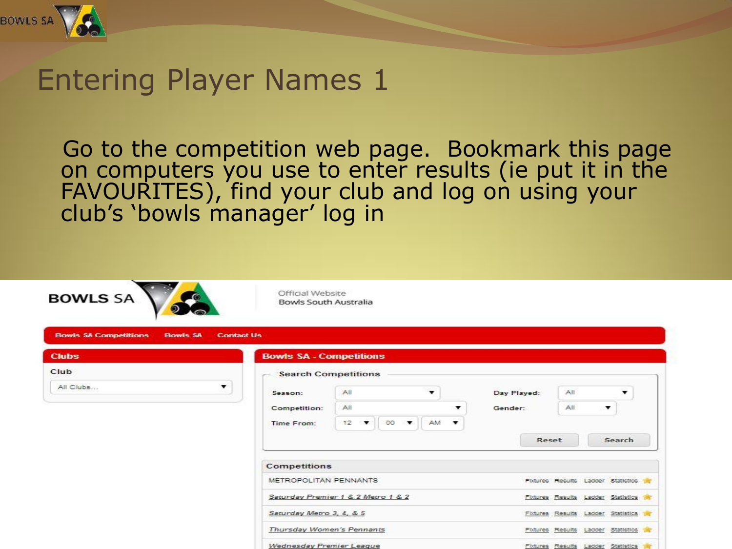# Entering Player Names 1

Go to the competition web page. Bookmark this page on computers you use to enter results (ie put it in the FAVOURITES), find your club and log on using your club's 'bowls manager' log in

BOWLS SA

Official Website
Bowls South Australia

Bowls SA Competitions | Bowls SA | Contact Us

**Clubs**

Club

All Clubs...

**Bowls SA - Competitions**

Search Competitions

Season: All
Competition: All
Time From: 12 00 AM
Day Played: All
Gender: All

Reset | Search

| Competitions | | | | |
|---|---|---|---|---|
| METROPOLITAN PENNANTS | Fixtures | Results | Ladder | Statistics |
| Saturday Premier 1 & 2 Metro 1 & 2 | Fixtures | Results | Ladder | Statistics |
| Saturday Metro 3, 4, & 5 | Fixtures | Results | Ladder | Statistics |
| Thursday Women's Pennants | Fixtures | Results | Ladder | Statistics |
| Wednesday Premier League | Fixtures | Results | Ladder | Statistics |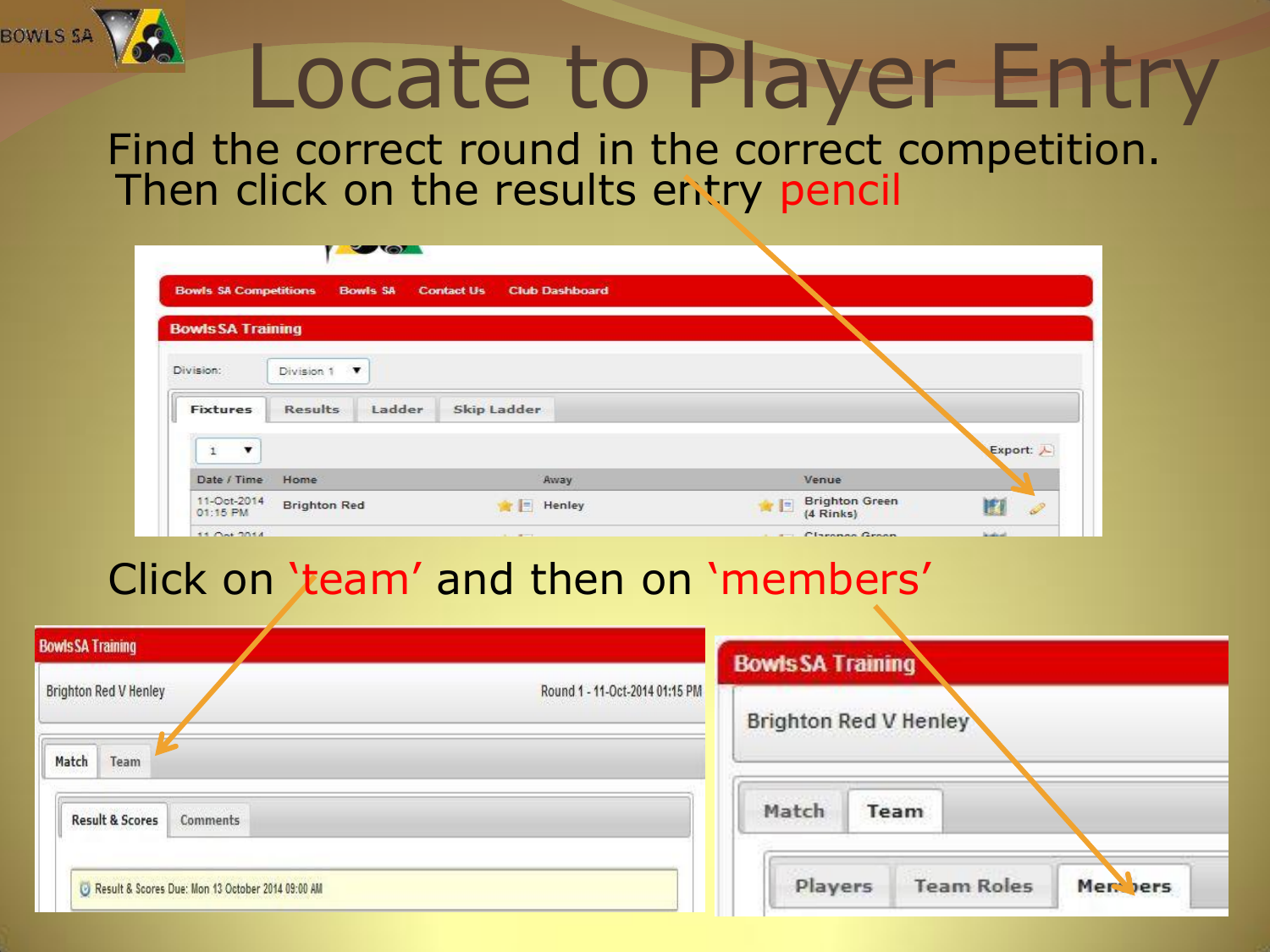# Locate to Player Entry

Find the correct round in the correct competition.
Then click on the results entry pencil

Click on 'team' and then on 'members'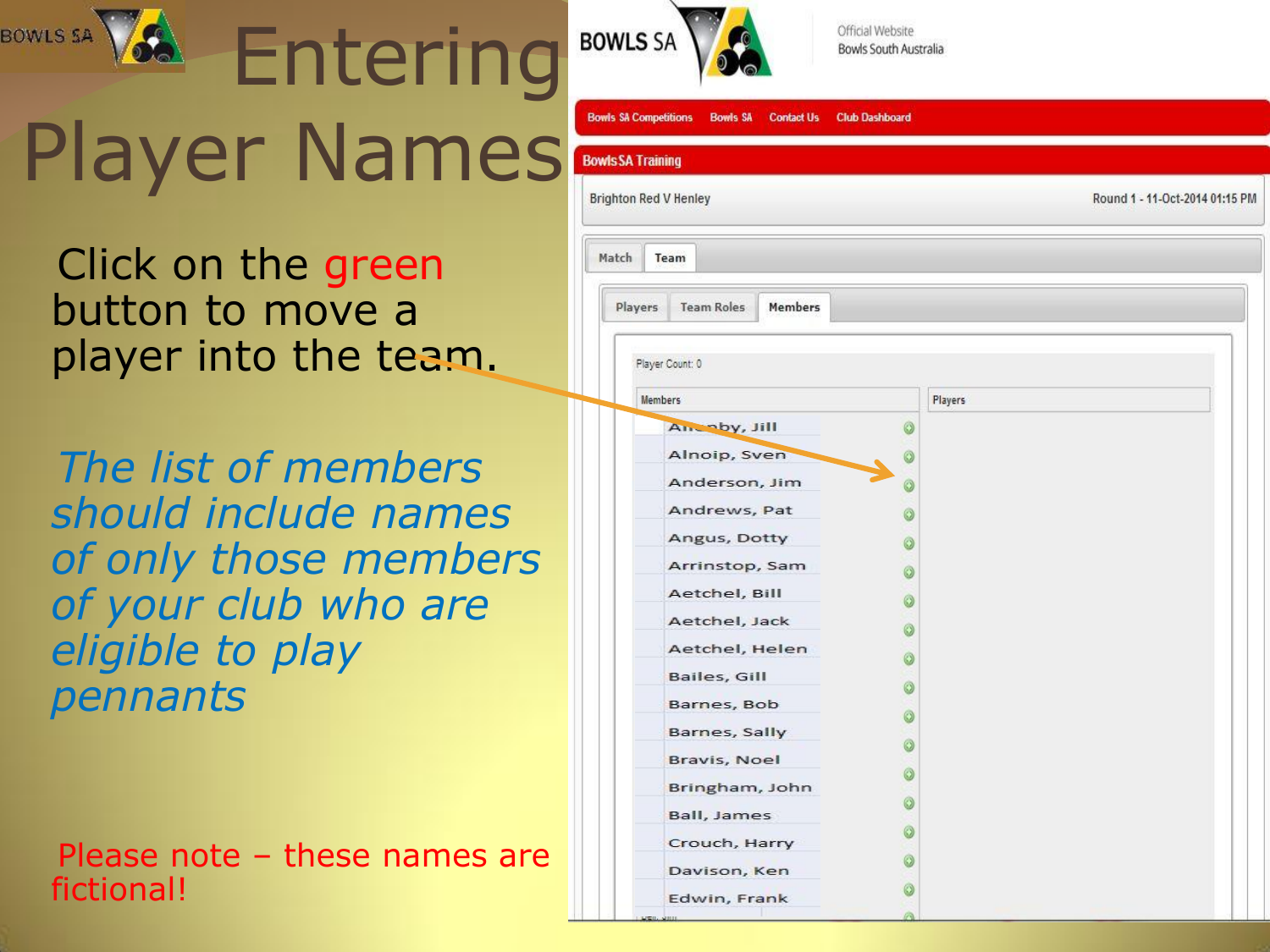# Entering Player Names

Click on the green button to move a player into the team.

*The list of members should include names of only those members of your club who are eligible to play pennants*

Please note – these names are fictional!

BOWLS SA

Official Website
Bowls South Australia

Bowls SA Competitions | Bowls SA | Contact Us | Club Dashboard

Bowls SA Training

Brighton Red V Henley

Round 1 - 11-Oct-2014 01:15 PM

Match | Team

Players | Team Roles | Members

Player Count: 0

| Members | Players |
| --- | --- |
| A...nby, Jill | |
| Alnoip, Sven | |
| Anderson, Jim | |
| Andrews, Pat | |
| Angus, Dotty | |
| Arrinstop, Sam | |
| Aetchel, Bill | |
| Aetchel, Jack | |
| Aetchel, Helen | |
| Bailes, Gill | |
| Barnes, Bob | |
| Barnes, Sally | |
| Bravis, Noel | |
| Bringham, John | |
| Ball, James | |
| Crouch, Harry | |
| Davison, Ken | |
| Edwin, Frank | |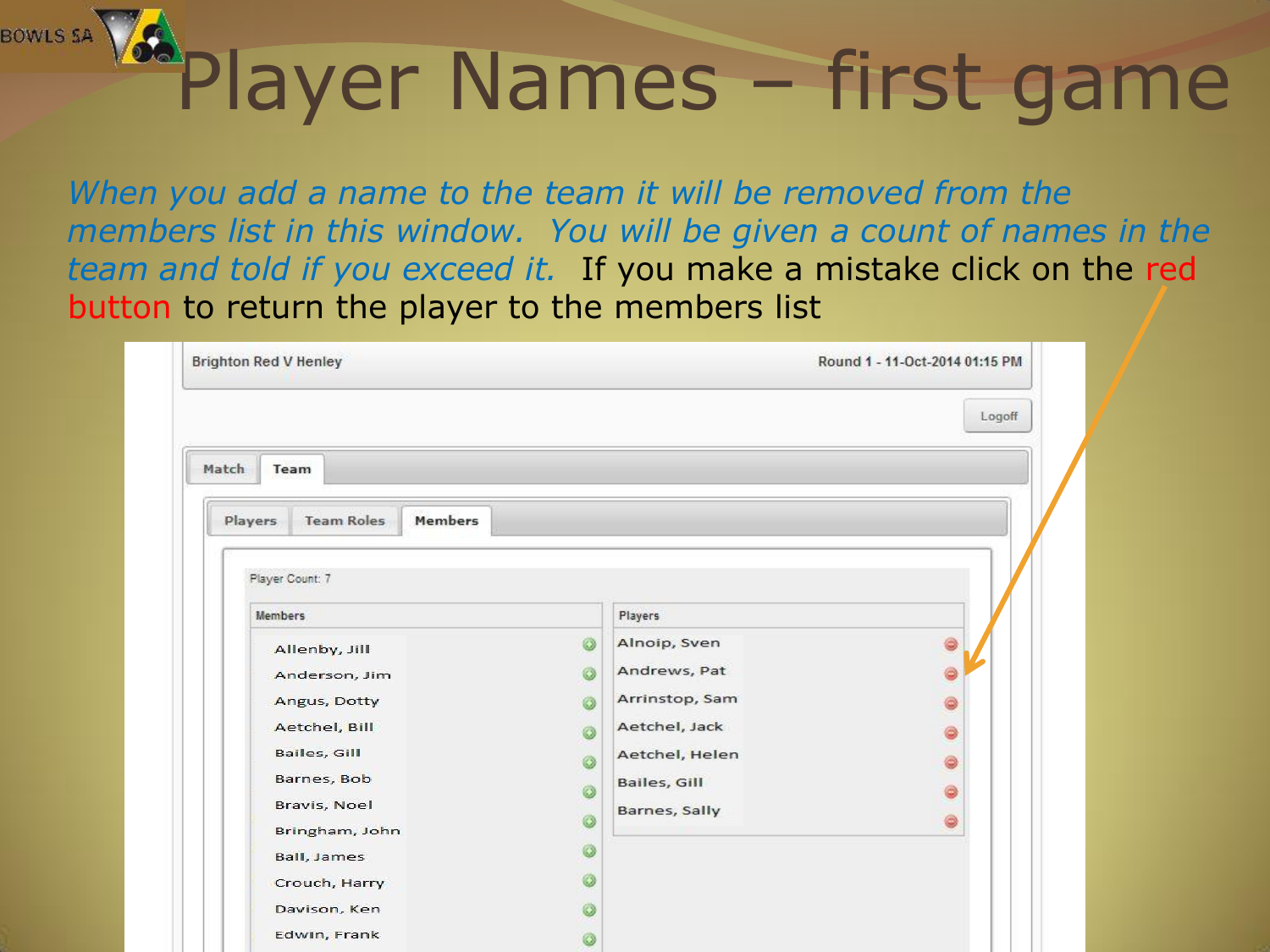# Player Names – first game

*When you add a name to the team it will be removed from the members list in this window. You will be given a count of names in the team and told if you exceed it.* If you make a mistake click on the red button to return the player to the members list

Brighton Red V Henley — Round 1 - 11-Oct-2014 01:15 PM

Logoff

Match | Team

Players | Team Roles | Members

Player Count: 7

| Members | Players |
| --- | --- |
| Allenby, Jill | Alnoip, Sven |
| Anderson, Jim | Andrews, Pat |
| Angus, Dotty | Arrinstop, Sam |
| Aetchel, Bill | Aetchel, Jack |
| Bailes, Gill | Aetchel, Helen |
| Barnes, Bob | Bailes, Gill |
| Bravis, Noel | Barnes, Sally |
| Bringham, John | |
| Ball, James | |
| Crouch, Harry | |
| Davison, Ken | |
| Edwin, Frank | |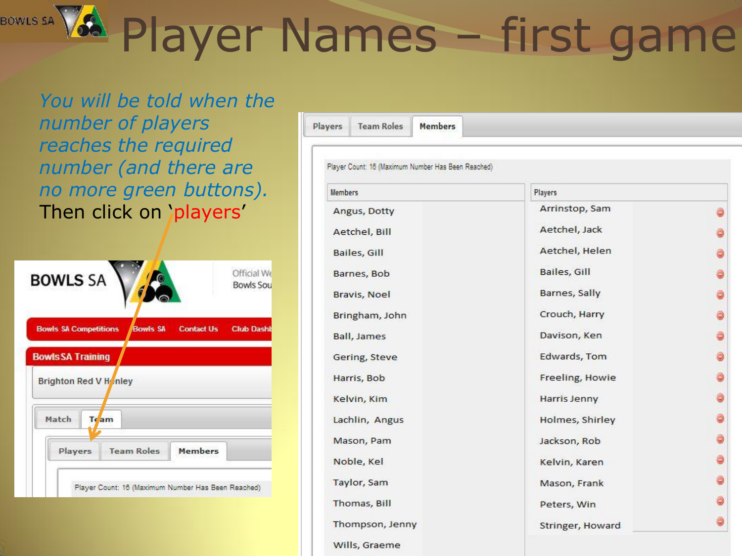# Player Names – first game

*You will be told when the number of players reaches the required number (and there are no more green buttons).*

Then click on 'players'

BOWLS SA

Official We
Bowls Sou

Bowls SA Competitions | Bowls SA | Contact Us | Club Dashb

Bowls SA Training

Brighton Red V Henley

Match | Team

Players | Team Roles | Members

Player Count: 16 (Maximum Number Has Been Reached)

Players | Team Roles | Members

Player Count: 16 (Maximum Number Has Been Reached)

| Members | Players |
|---|---|
| Angus, Dotty | Arrinstop, Sam |
| Aetchel, Bill | Aetchel, Jack |
| Bailes, Gill | Aetchel, Helen |
| Barnes, Bob | Bailes, Gill |
| Bravis, Noel | Barnes, Sally |
| Bringham, John | Crouch, Harry |
| Ball, James | Davison, Ken |
| Gering, Steve | Edwards, Tom |
| Harris, Bob | Freeling, Howie |
| Kelvin, Kim | Harris Jenny |
| Lachlin, Angus | Holmes, Shirley |
| Mason, Pam | Jackson, Rob |
| Noble, Kel | Kelvin, Karen |
| Taylor, Sam | Mason, Frank |
| Thomas, Bill | Peters, Win |
| Thompson, Jenny | Stringer, Howard |
| Wills, Graeme | |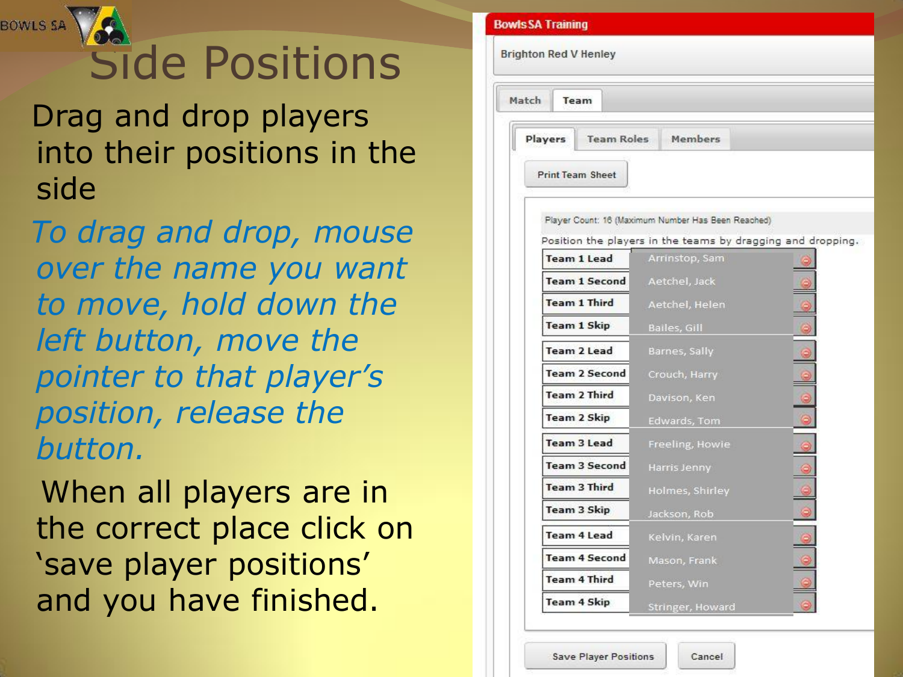# Side Positions

Drag and drop players into their positions in the side

*To drag and drop, mouse over the name you want to move, hold down the left button, move the pointer to that player's position, release the button.*

When all players are in the correct place click on 'save player positions' and you have finished.

**Bowls SA Training**

Brighton Red V Henley

Match | Team

Players | Team Roles | Members

Print Team Sheet

Player Count: 16 (Maximum Number Has Been Reached)

Position the players in the teams by dragging and dropping.

| Position | Player |
|---|---|
| Team 1 Lead | Arrinstop, Sam |
| Team 1 Second | Aetchel, Jack |
| Team 1 Third | Aetchel, Helen |
| Team 1 Skip | Bailes, Gill |
| Team 2 Lead | Barnes, Sally |
| Team 2 Second | Crouch, Harry |
| Team 2 Third | Davison, Ken |
| Team 2 Skip | Edwards, Tom |
| Team 3 Lead | Freeling, Howie |
| Team 3 Second | Harris Jenny |
| Team 3 Third | Holmes, Shirley |
| Team 3 Skip | Jackson, Rob |
| Team 4 Lead | Kelvin, Karen |
| Team 4 Second | Mason, Frank |
| Team 4 Third | Peters, Win |
| Team 4 Skip | Stringer, Howard |

Save Player Positions | Cancel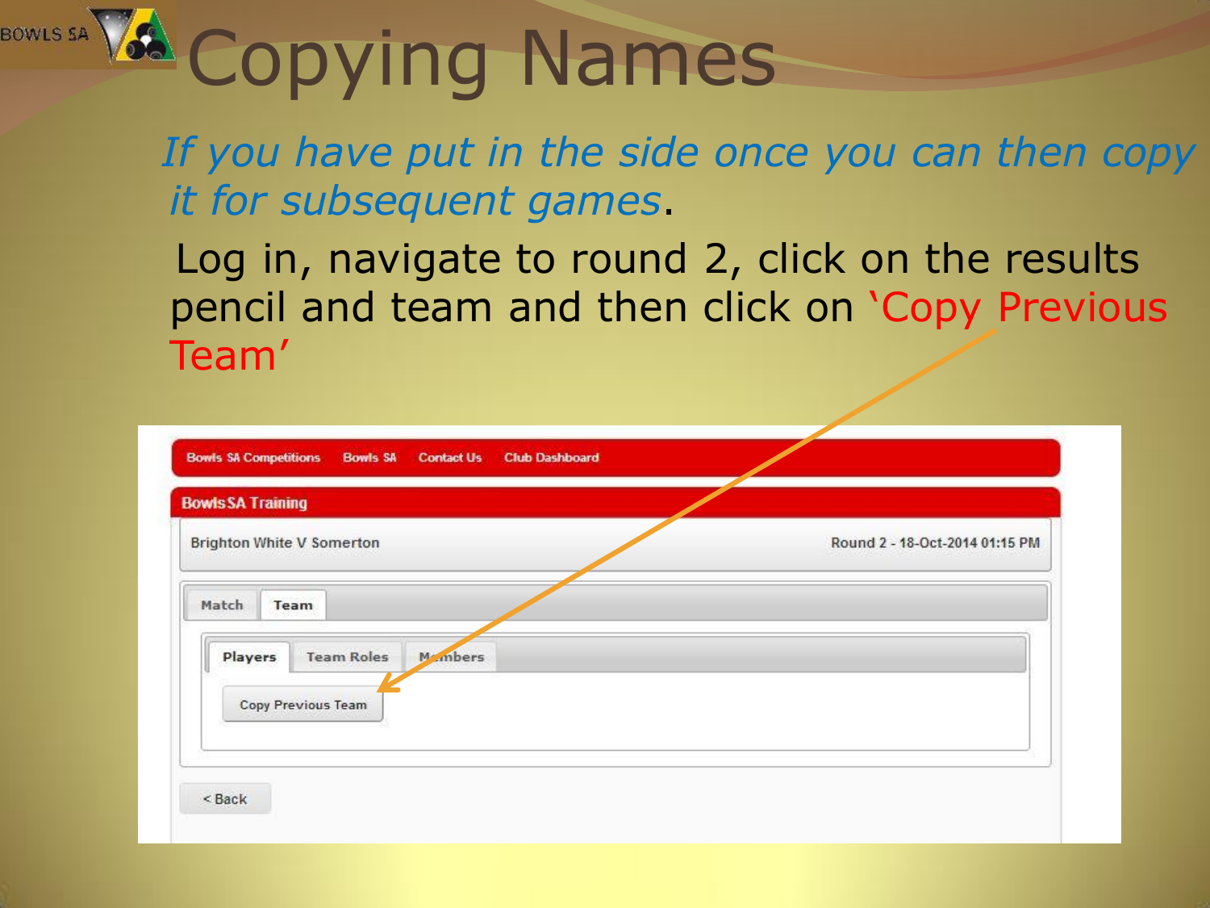# Copying Names

*If you have put in the side once you can then copy it for subsequent games*.

Log in, navigate to round 2, click on the results pencil and team and then click on 'Copy Previous Team'

Bowls SA Competitions Bowls SA Contact Us Club Dashboard

BowlsSA Training

Brighton White V Somerton

Round 2 - 18-Oct-2014 01:15 PM

Match Team

Players Team Roles Members

Copy Previous Team

< Back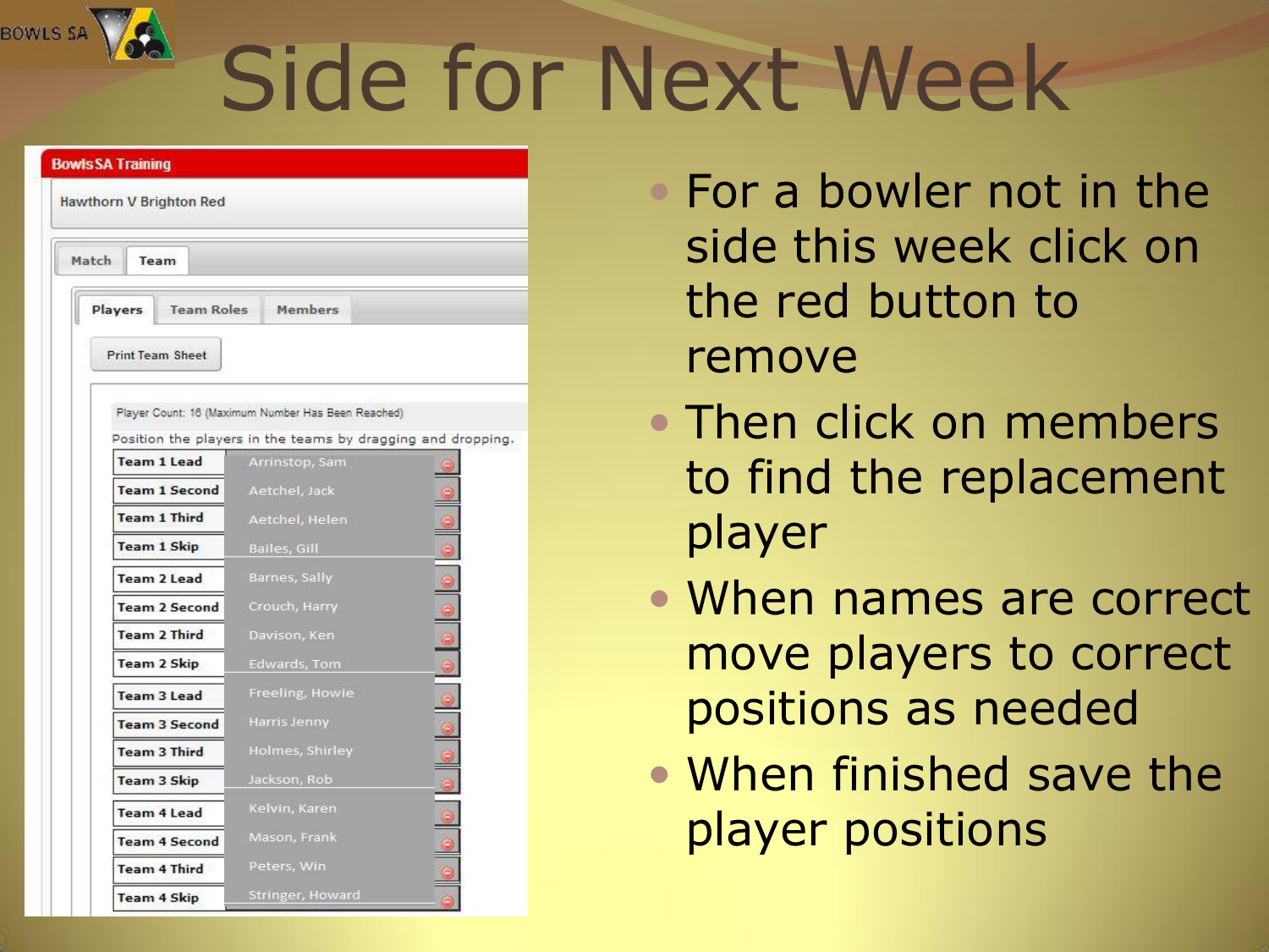# Side for Next Week

**Bowls SA Training**

Hawthorn V Brighton Red

Match | Team

Players | Team Roles | Members

Print Team Sheet

Player Count: 16 (Maximum Number Has Been Reached)

Position the players in the teams by dragging and dropping.

| Position | Player |
| --- | --- |
| Team 1 Lead | Arrinstop, Sam |
| Team 1 Second | Aetchel, Jack |
| Team 1 Third | Aetchel, Helen |
| Team 1 Skip | Bailes, Gill |
| Team 2 Lead | Barnes, Sally |
| Team 2 Second | Crouch, Harry |
| Team 2 Third | Davison, Ken |
| Team 2 Skip | Edwards, Tom |
| Team 3 Lead | Freeling, Howie |
| Team 3 Second | Harris Jenny |
| Team 3 Third | Holmes, Shirley |
| Team 3 Skip | Jackson, Rob |
| Team 4 Lead | Kelvin, Karen |
| Team 4 Second | Mason, Frank |
| Team 4 Third | Peters, Win |
| Team 4 Skip | Stringer, Howard |

- For a bowler not in the side this week click on the red button to remove
- Then click on members to find the replacement player
- When names are correct move players to correct positions as needed
- When finished save the player positions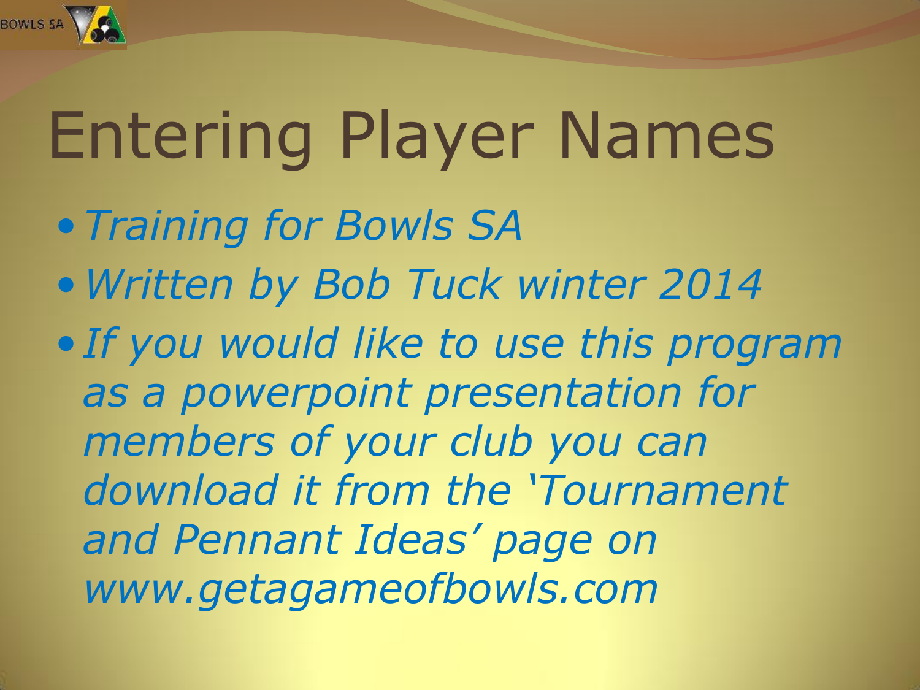# Entering Player Names

- *Training for Bowls SA*
- *Written by Bob Tuck winter 2014*
- *If you would like to use this program as a powerpoint presentation for members of your club you can download it from the 'Tournament and Pennant Ideas' page on www.getagameofbowls.com*